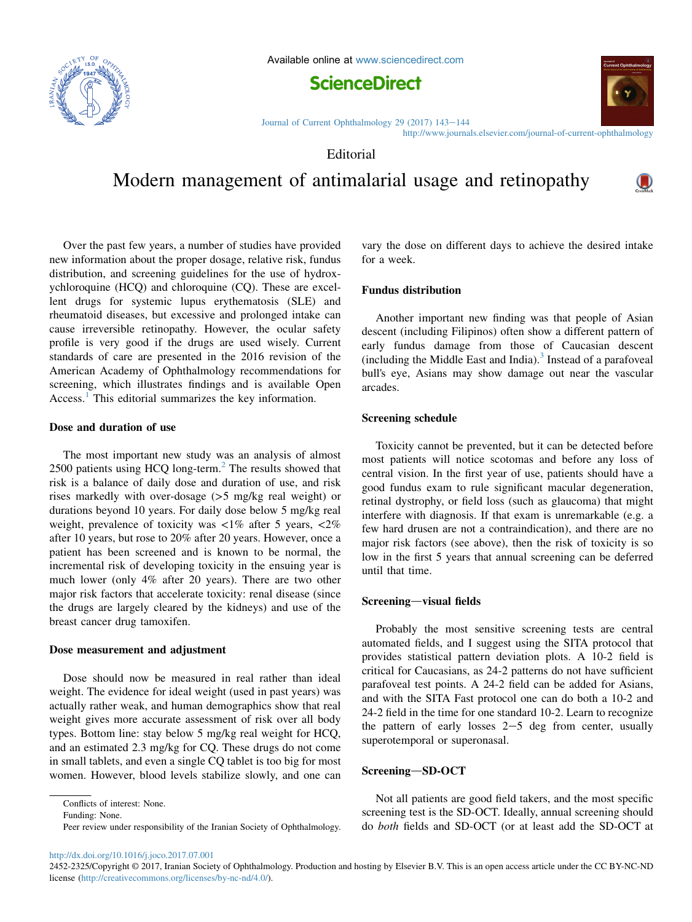Editorial

# Modern management of antimalarial usage and retinopathy

Over the past few years, a number of studies have provided new information about the proper dosage, relative risk, fundus distribution, and screening guidelines for the use of hydroxychloroquine (HCQ) and chloroquine (CQ). These are excellent drugs for systemic lupus erythematosis (SLE) and rheumatoid diseases, but excessive and prolonged intake can cause irreversible retinopathy. However, the ocular safety profile is very good if the drugs are used wisely. Current standards of care are presented in the 2016 revision of the American Academy of Ophthalmology recommendations for screening, which illustrates findings and is available Open Access.[1] This editorial summarizes the key information.

## Dose and duration of use

The most important new study was an analysis of almost 2500 patients using HCQ long-term.[2] The results showed that risk is a balance of daily dose and duration of use, and risk rises markedly with over-dosage (>5 mg/kg real weight) or durations beyond 10 years. For daily dose below 5 mg/kg real weight, prevalence of toxicity was <1% after 5 years, <2% after 10 years, but rose to 20% after 20 years. However, once a patient has been screened and is known to be normal, the incremental risk of developing toxicity in the ensuing year is much lower (only 4% after 20 years). There are two other major risk factors that accelerate toxicity: renal disease (since the drugs are largely cleared by the kidneys) and use of the breast cancer drug tamoxifen.

## Dose measurement and adjustment

Dose should now be measured in real rather than ideal weight. The evidence for ideal weight (used in past years) was actually rather weak, and human demographics show that real weight gives more accurate assessment of risk over all body types. Bottom line: stay below 5 mg/kg real weight for HCQ, and an estimated 2.3 mg/kg for CQ. These drugs do not come in small tablets, and even a single CQ tablet is too big for most women. However, blood levels stabilize slowly, and one can vary the dose on different days to achieve the desired intake for a week.

## Fundus distribution

Another important new finding was that people of Asian descent (including Filipinos) often show a different pattern of early fundus damage from those of Caucasian descent (including the Middle East and India).[3] Instead of a parafoveal bull's eye, Asians may show damage out near the vascular arcades.

## Screening schedule

Toxicity cannot be prevented, but it can be detected before most patients will notice scotomas and before any loss of central vision. In the first year of use, patients should have a good fundus exam to rule significant macular degeneration, retinal dystrophy, or field loss (such as glaucoma) that might interfere with diagnosis. If that exam is unremarkable (e.g. a few hard drusen are not a contraindication), and there are no major risk factors (see above), then the risk of toxicity is so low in the first 5 years that annual screening can be deferred until that time.

## Screening—visual fields

Probably the most sensitive screening tests are central automated fields, and I suggest using the SITA protocol that provides statistical pattern deviation plots. A 10-2 field is critical for Caucasians, as 24-2 patterns do not have sufficient parafoveal test points. A 24-2 field can be added for Asians, and with the SITA Fast protocol one can do both a 10-2 and 24-2 field in the time for one standard 10-2. Learn to recognize the pattern of early losses 2–5 deg from center, usually superotemporal or superonasal.

## Screening—SD-OCT

Not all patients are good field takers, and the most specific screening test is the SD-OCT. Ideally, annual screening should do *both* fields and SD-OCT (or at least add the SD-OCT at

---

Conflicts of interest: None.

Funding: None.

Peer review under responsibility of the Iranian Society of Ophthalmology.

http://dx.doi.org/10.1016/j.joco.2017.07.001

2452-2325/Copyright © 2017, Iranian Society of Ophthalmology. Production and hosting by Elsevier B.V. This is an open access article under the CC BY-NC-ND license (http://creativecommons.org/licenses/by-nc-nd/4.0/).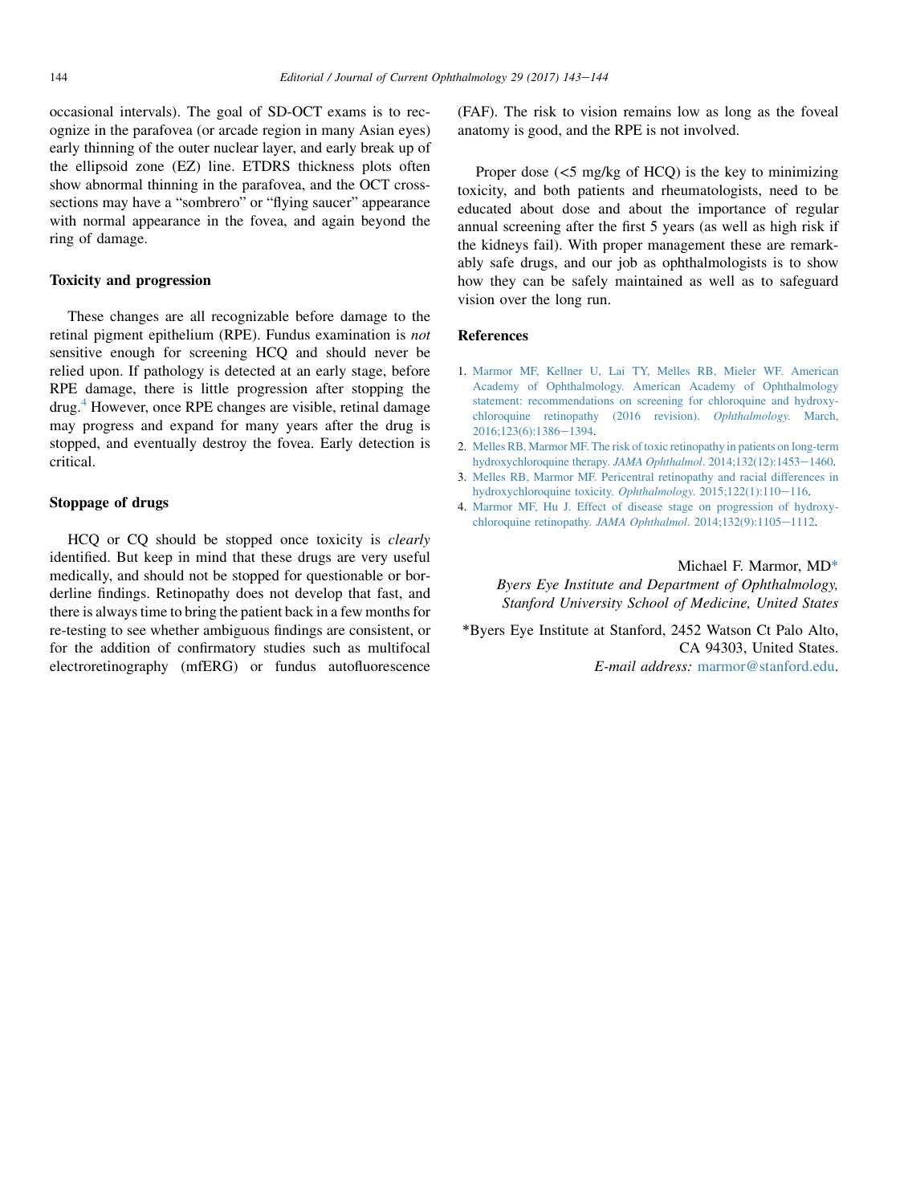occasional intervals). The goal of SD-OCT exams is to recognize in the parafovea (or arcade region in many Asian eyes) early thinning of the outer nuclear layer, and early break up of the ellipsoid zone (EZ) line. ETDRS thickness plots often show abnormal thinning in the parafovea, and the OCT cross-sections may have a "sombrero" or "flying saucer" appearance with normal appearance in the fovea, and again beyond the ring of damage.

## Toxicity and progression

These changes are all recognizable before damage to the retinal pigment epithelium (RPE). Fundus examination is *not* sensitive enough for screening HCQ and should never be relied upon. If pathology is detected at an early stage, before RPE damage, there is little progression after stopping the drug.[4] However, once RPE changes are visible, retinal damage may progress and expand for many years after the drug is stopped, and eventually destroy the fovea. Early detection is critical.

## Stoppage of drugs

HCQ or CQ should be stopped once toxicity is *clearly* identified. But keep in mind that these drugs are very useful medically, and should not be stopped for questionable or borderline findings. Retinopathy does not develop that fast, and there is always time to bring the patient back in a few months for re-testing to see whether ambiguous findings are consistent, or for the addition of confirmatory studies such as multifocal electroretinography (mfERG) or fundus autofluorescence (FAF). The risk to vision remains low as long as the foveal anatomy is good, and the RPE is not involved.

Proper dose (<5 mg/kg of HCQ) is the key to minimizing toxicity, and both patients and rheumatologists, need to be educated about dose and about the importance of regular annual screening after the first 5 years (as well as high risk if the kidneys fail). With proper management these are remarkably safe drugs, and our job as ophthalmologists is to show how they can be safely maintained as well as to safeguard vision over the long run.

## References

1. Marmor MF, Kellner U, Lai TY, Melles RB, Mieler WF. American Academy of Ophthalmology. American Academy of Ophthalmology statement: recommendations on screening for chloroquine and hydroxychloroquine retinopathy (2016 revision). *Ophthalmology*. March, 2016;123(6):1386–1394.
2. Melles RB, Marmor MF. The risk of toxic retinopathy in patients on long-term hydroxychloroquine therapy. *JAMA Ophthalmol*. 2014;132(12):1453–1460.
3. Melles RB, Marmor MF. Pericentral retinopathy and racial differences in hydroxychloroquine toxicity. *Ophthalmology*. 2015;122(1):110–116.
4. Marmor MF, Hu J. Effect of disease stage on progression of hydroxychloroquine retinopathy. *JAMA Ophthalmol*. 2014;132(9):1105–1112.

Michael F. Marmor, MD*
*Byers Eye Institute and Department of Ophthalmology, Stanford University School of Medicine, United States*

*Byers Eye Institute at Stanford, 2452 Watson Ct Palo Alto, CA 94303, United States.
*E-mail address:* marmor@stanford.edu.